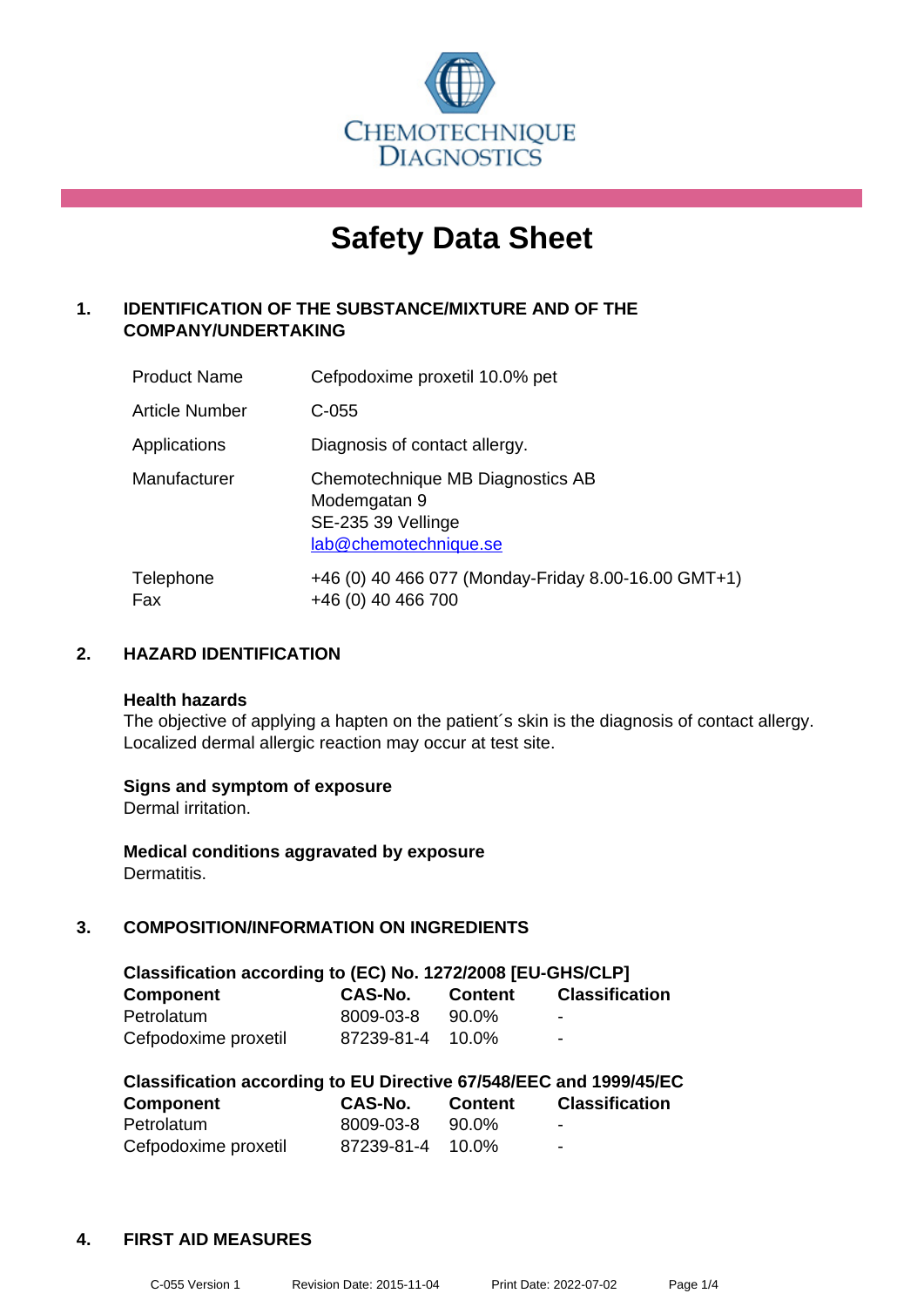CHEMOTECHNIQUE DIAGNOSTICS

# Safety Data Sheet

## 1. IDENTIFICATION OF THE SUBSTANCE/MIXTURE AND OF THE COMPANY/UNDERTAKING

| | |
|---|---|
| Product Name | Cefpodoxime proxetil 10.0% pet |
| Article Number | C-055 |
| Applications | Diagnosis of contact allergy. |
| Manufacturer | Chemotechnique MB Diagnostics AB<br>Modemgatan 9<br>SE-235 39 Vellinge<br>lab@chemotechnique.se |
| Telephone<br>Fax | +46 (0) 40 466 077 (Monday-Friday 8.00-16.00 GMT+1)<br>+46 (0) 40 466 700 |

## 2. HAZARD IDENTIFICATION

**Health hazards**
The objective of applying a hapten on the patient´s skin is the diagnosis of contact allergy. Localized dermal allergic reaction may occur at test site.

**Signs and symptom of exposure**
Dermal irritation.

**Medical conditions aggravated by exposure**
Dermatitis.

## 3. COMPOSITION/INFORMATION ON INGREDIENTS

**Classification according to (EC) No. 1272/2008 [EU-GHS/CLP]**

| Component | CAS-No. | Content | Classification |
|---|---|---|---|
| Petrolatum | 8009-03-8 | 90.0% | - |
| Cefpodoxime proxetil | 87239-81-4 | 10.0% | - |

**Classification according to EU Directive 67/548/EEC and 1999/45/EC**

| Component | CAS-No. | Content | Classification |
|---|---|---|---|
| Petrolatum | 8009-03-8 | 90.0% | - |
| Cefpodoxime proxetil | 87239-81-4 | 10.0% | - |

## 4. FIRST AID MEASURES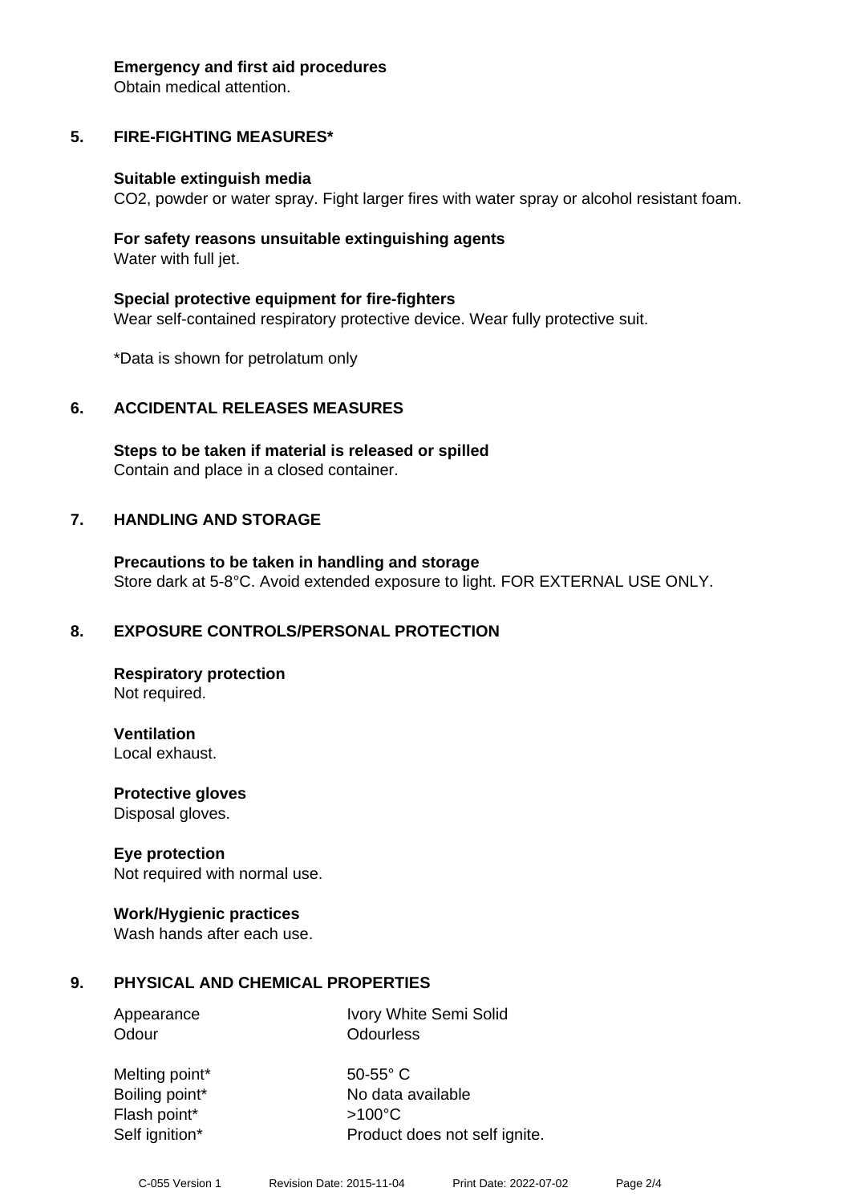**Emergency and first aid procedures**
Obtain medical attention.

## 5. FIRE-FIGHTING MEASURES*

**Suitable extinguish media**
$CO_2$, powder or water spray. Fight larger fires with water spray or alcohol resistant foam.

**For safety reasons unsuitable extinguishing agents**
Water with full jet.

**Special protective equipment for fire-fighters**
Wear self-contained respiratory protective device. Wear fully protective suit.

*Data is shown for petrolatum only

## 6. ACCIDENTAL RELEASES MEASURES

**Steps to be taken if material is released or spilled**
Contain and place in a closed container.

## 7. HANDLING AND STORAGE

**Precautions to be taken in handling and storage**
Store dark at 5-8°C. Avoid extended exposure to light. FOR EXTERNAL USE ONLY.

## 8. EXPOSURE CONTROLS/PERSONAL PROTECTION

**Respiratory protection**
Not required.

**Ventilation**
Local exhaust.

**Protective gloves**
Disposal gloves.

**Eye protection**
Not required with normal use.

**Work/Hygienic practices**
Wash hands after each use.

## 9. PHYSICAL AND CHEMICAL PROPERTIES

| | |
|---|---|
| Appearance | Ivory White Semi Solid |
| Odour | Odourless |
| Melting point* | 50-55° C |
| Boiling point* | No data available |
| Flash point* | >100°C |
| Self ignition* | Product does not self ignite. |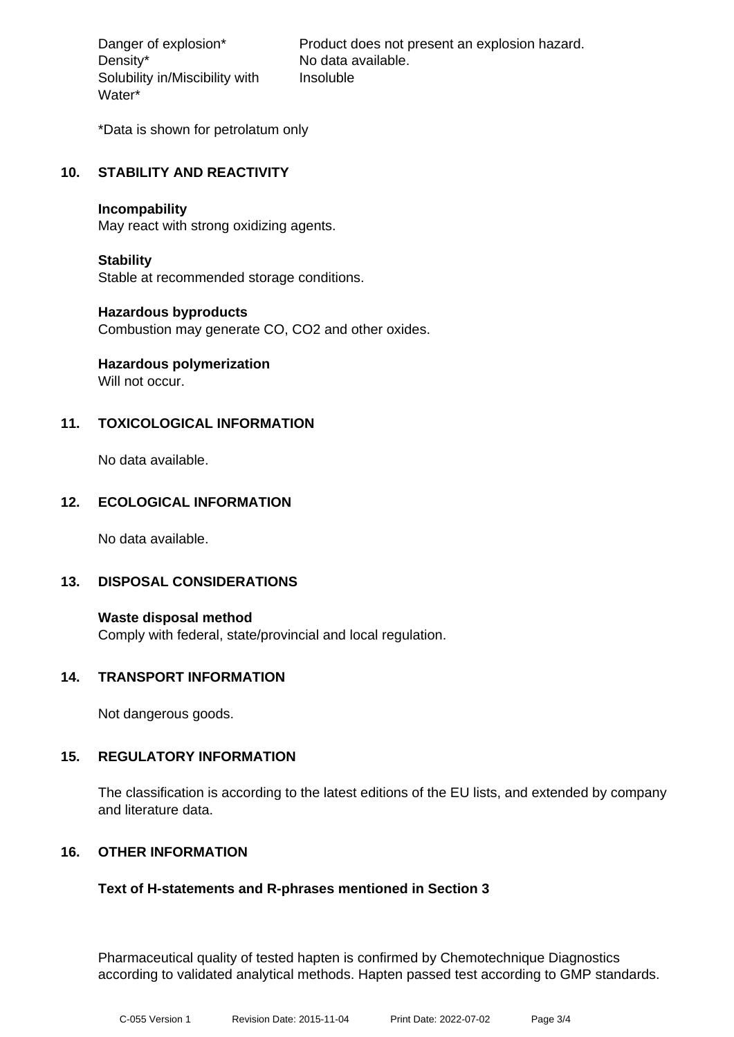| | |
|---|---|
| Danger of explosion* | Product does not present an explosion hazard. |
| Density* | No data available. |
| Solubility in/Miscibility with Water* | Insoluble |

*Data is shown for petrolatum only

## 10. STABILITY AND REACTIVITY

**Incompability**
May react with strong oxidizing agents.

**Stability**
Stable at recommended storage conditions.

**Hazardous byproducts**
Combustion may generate CO, $CO_2$ and other oxides.

**Hazardous polymerization**
Will not occur.

## 11. TOXICOLOGICAL INFORMATION

No data available.

## 12. ECOLOGICAL INFORMATION

No data available.

## 13. DISPOSAL CONSIDERATIONS

**Waste disposal method**
Comply with federal, state/provincial and local regulation.

## 14. TRANSPORT INFORMATION

Not dangerous goods.

## 15. REGULATORY INFORMATION

The classification is according to the latest editions of the EU lists, and extended by company and literature data.

## 16. OTHER INFORMATION

**Text of H-statements and R-phrases mentioned in Section 3**

Pharmaceutical quality of tested hapten is confirmed by Chemotechnique Diagnostics according to validated analytical methods. Hapten passed test according to GMP standards.

C-055 Version 1 Revision Date: 2015-11-04 Print Date: 2022-07-02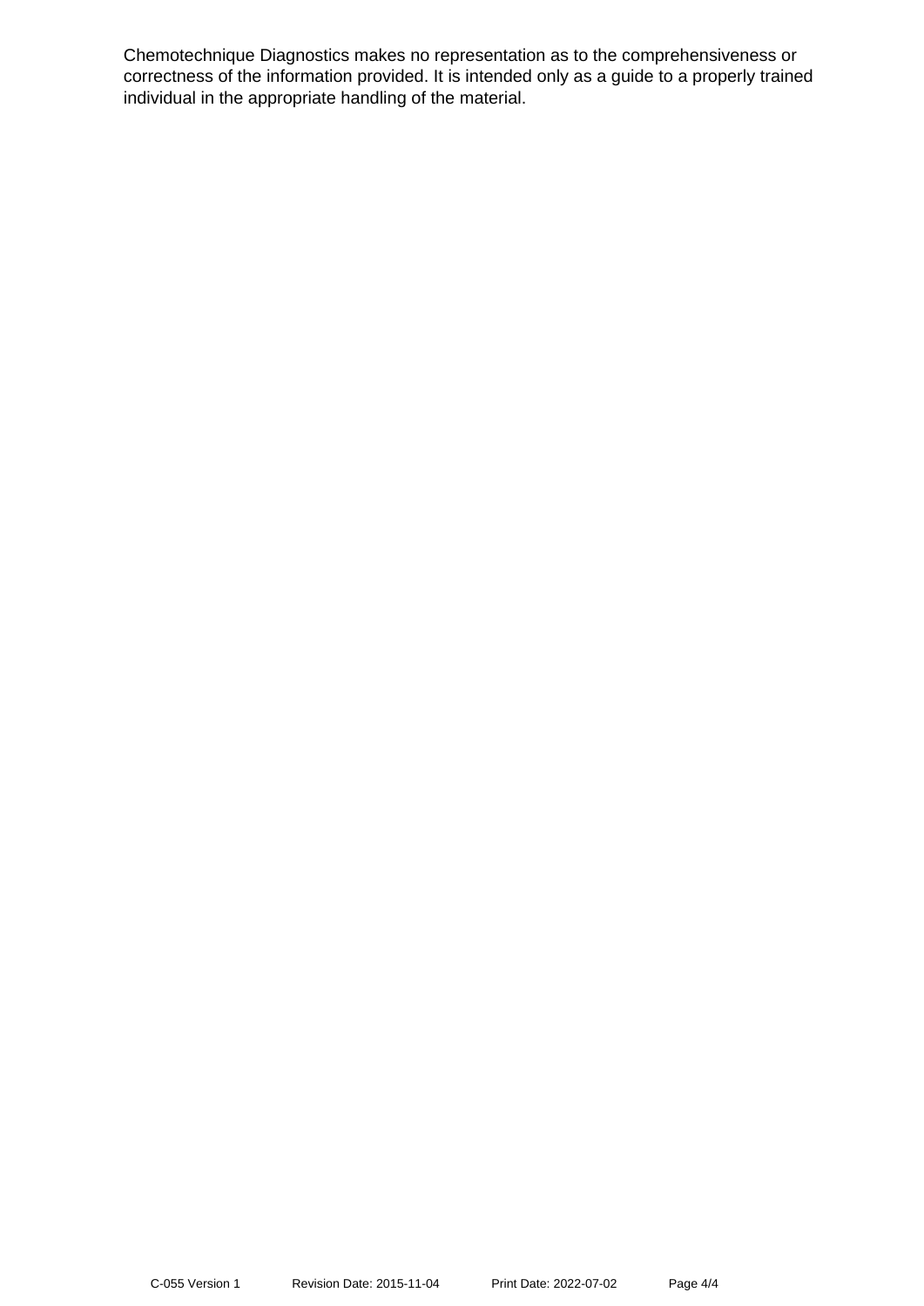Chemotechnique Diagnostics makes no representation as to the comprehensiveness or correctness of the information provided. It is intended only as a guide to a properly trained individual in the appropriate handling of the material.